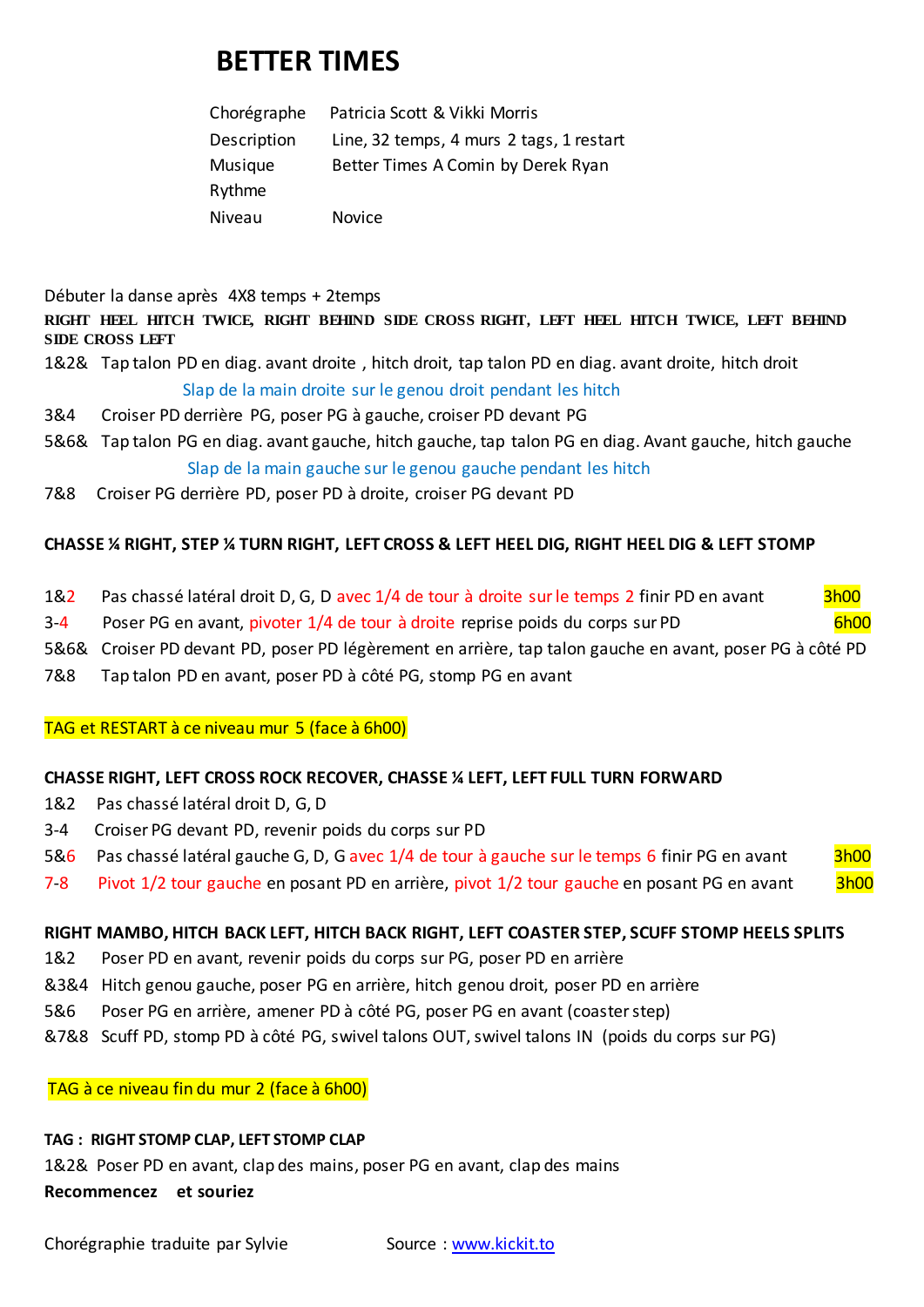# BETTER TIMES

| | |
|---|---|
| Chorégraphe | Patricia Scott & Vikki Morris |
| Description | Line, 32 temps, 4 murs 2 tags, 1 restart |
| Musique | Better Times A Comin by Derek Ryan |
| Rythme | |
| Niveau | Novice |

Débuter la danse après 4X8 temps + 2temps

**RIGHT HEEL HITCH TWICE, RIGHT BEHIND SIDE CROSS RIGHT, LEFT HEEL HITCH TWICE, LEFT BEHIND SIDE CROSS LEFT**

1&2& Tap talon PD en diag. avant droite , hitch droit, tap talon PD en diag. avant droite, hitch droit

Slap de la main droite sur le genou droit pendant les hitch

3&4 Croiser PD derrière PG, poser PG à gauche, croiser PD devant PG

5&6& Tap talon PG en diag. avant gauche, hitch gauche, tap talon PG en diag. Avant gauche, hitch gauche

Slap de la main gauche sur le genou gauche pendant les hitch

7&8 Croiser PG derrière PD, poser PD à droite, croiser PG devant PD

**CHASSE ¼ RIGHT, STEP ¼ TURN RIGHT, LEFT CROSS & LEFT HEEL DIG, RIGHT HEEL DIG & LEFT STOMP**

1&2 Pas chassé latéral droit D, G, D avec 1/4 de tour à droite sur le temps 2 finir PD en avant 3h00

3-4 Poser PG en avant, pivoter 1/4 de tour à droite reprise poids du corps sur PD 6h00

5&6& Croiser PD devant PD, poser PD légèrement en arrière, tap talon gauche en avant, poser PG à côté PD

7&8 Tap talon PD en avant, poser PD à côté PG, stomp PG en avant

TAG et RESTART à ce niveau mur 5 (face à 6h00)

**CHASSE RIGHT, LEFT CROSS ROCK RECOVER, CHASSE ¼ LEFT, LEFT FULL TURN FORWARD**

1&2 Pas chassé latéral droit D, G, D

3-4 Croiser PG devant PD, revenir poids du corps sur PD

5&6 Pas chassé latéral gauche G, D, G avec 1/4 de tour à gauche sur le temps 6 finir PG en avant 3h00

7-8 Pivot 1/2 tour gauche en posant PD en arrière, pivot 1/2 tour gauche en posant PG en avant 3h00

**RIGHT MAMBO, HITCH BACK LEFT, HITCH BACK RIGHT, LEFT COASTER STEP, SCUFF STOMP HEELS SPLITS**

1&2 Poser PD en avant, revenir poids du corps sur PG, poser PD en arrière

&3&4 Hitch genou gauche, poser PG en arrière, hitch genou droit, poser PD en arrière

5&6 Poser PG en arrière, amener PD à côté PG, poser PG en avant (coaster step)

&7&8 Scuff PD, stomp PD à côté PG, swivel talons OUT, swivel talons IN (poids du corps sur PG)

TAG à ce niveau fin du mur 2 (face à 6h00)

**TAG : RIGHT STOMP CLAP, LEFT STOMP CLAP**

1&2& Poser PD en avant, clap des mains, poser PG en avant, clap des mains

**Recommencez et souriez**

Chorégraphie traduite par Sylvie Source : www.kickit.to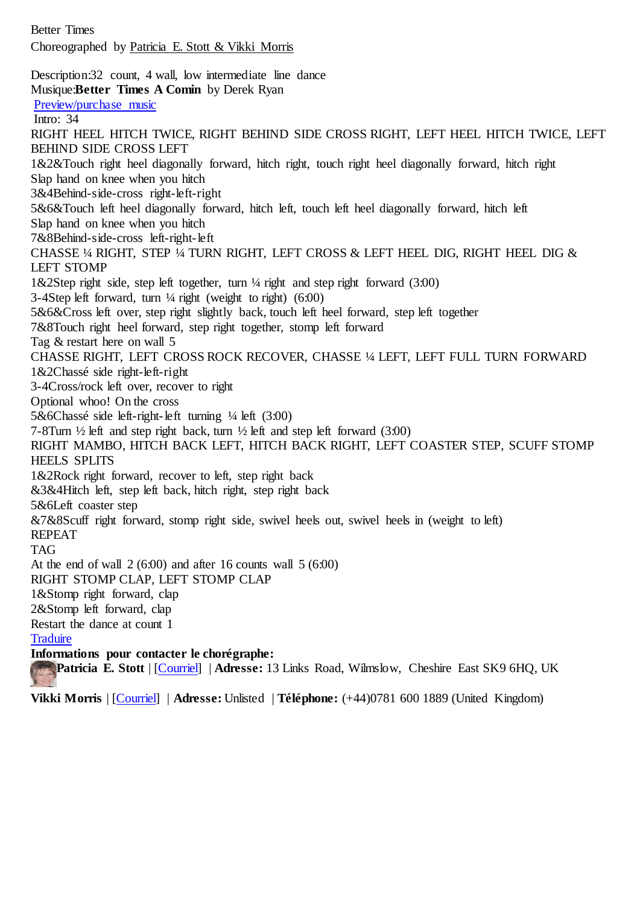Better Times

Choreographed by Patricia E. Stott & Vikki Morris

Description:32 count, 4 wall, low intermediate line dance
Musique:**Better Times A Comin** by Derek Ryan
Preview/purchase music
Intro: 34

RIGHT HEEL HITCH TWICE, RIGHT BEHIND SIDE CROSS RIGHT, LEFT HEEL HITCH TWICE, LEFT BEHIND SIDE CROSS LEFT
1&2&Touch right heel diagonally forward, hitch right, touch right heel diagonally forward, hitch right
Slap hand on knee when you hitch
3&4Behind-side-cross right-left-right
5&6&Touch left heel diagonally forward, hitch left, touch left heel diagonally forward, hitch left
Slap hand on knee when you hitch
7&8Behind-side-cross left-right-left

CHASSE ¼ RIGHT, STEP ¼ TURN RIGHT, LEFT CROSS & LEFT HEEL DIG, RIGHT HEEL DIG & LEFT STOMP
1&2Step right side, step left together, turn ¼ right and step right forward (3:00)
3-4Step left forward, turn ¼ right (weight to right) (6:00)
5&6&Cross left over, step right slightly back, touch left heel forward, step left together
7&8Touch right heel forward, step right together, stomp left forward
Tag & restart here on wall 5

CHASSE RIGHT, LEFT CROSS ROCK RECOVER, CHASSE ¼ LEFT, LEFT FULL TURN FORWARD
1&2Chassé side right-left-right
3-4Cross/rock left over, recover to right
Optional whoo! On the cross
5&6Chassé side left-right-left turning ¼ left (3:00)
7-8Turn ½ left and step right back, turn ½ left and step left forward (3:00)

RIGHT MAMBO, HITCH BACK LEFT, HITCH BACK RIGHT, LEFT COASTER STEP, SCUFF STOMP HEELS SPLITS
1&2Rock right forward, recover to left, step right back
&3&4Hitch left, step left back, hitch right, step right back
5&6Left coaster step
&7&8Scuff right forward, stomp right side, swivel heels out, swivel heels in (weight to left)

REPEAT

TAG
At the end of wall 2 (6:00) and after 16 counts wall 5 (6:00)
RIGHT STOMP CLAP, LEFT STOMP CLAP
1&Stomp right forward, clap
2&Stomp left forward, clap
Restart the dance at count 1

Traduire

**Informations pour contacter le chorégraphe:**

**Patricia E. Stott** | [Courriel] | **Adresse:** 13 Links Road, Wilmslow, Cheshire East SK9 6HQ, UK

**Vikki Morris** | [Courriel] | **Adresse:** Unlisted | **Téléphone:** (+44)0781 600 1889 (United Kingdom)